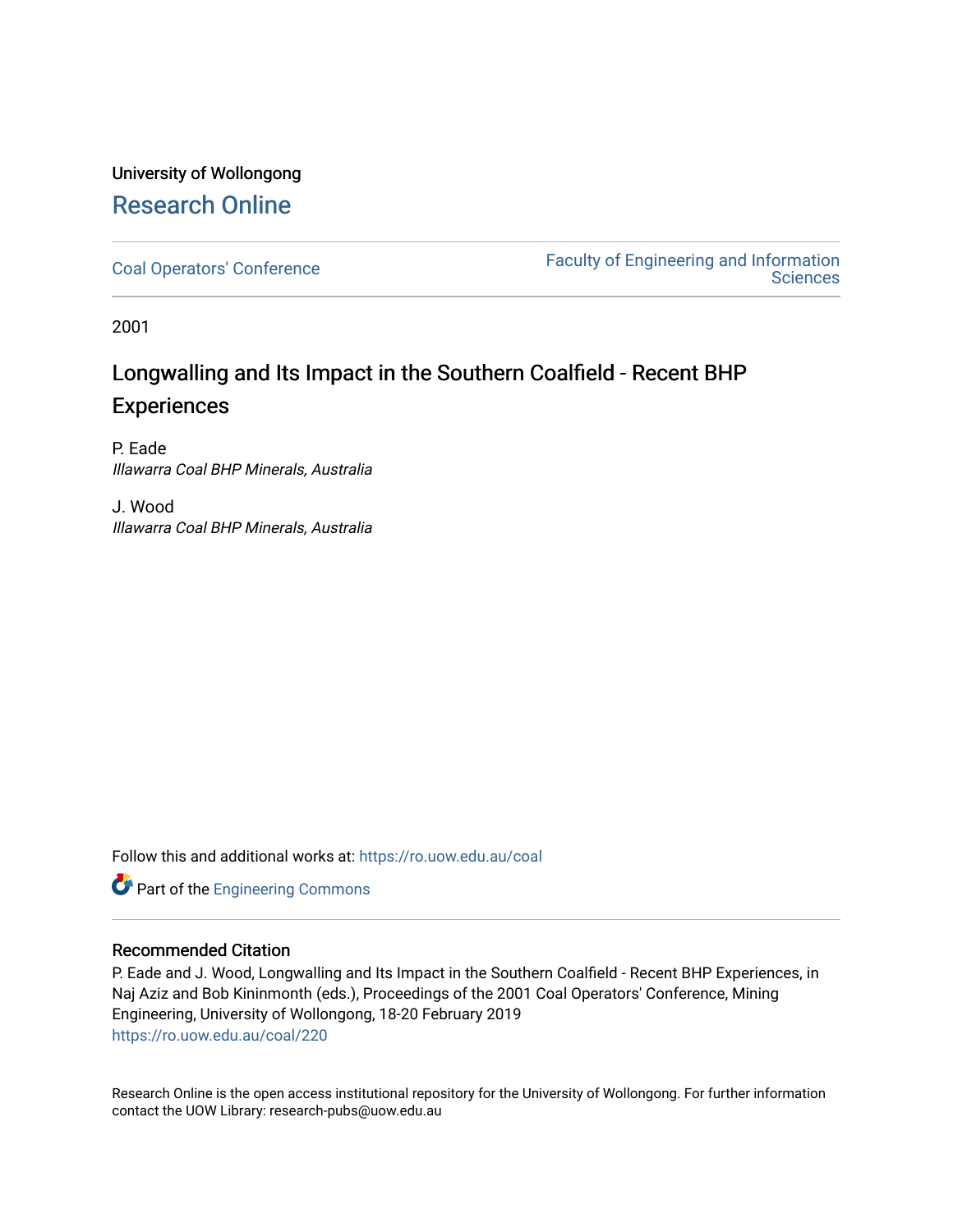University of Wollongong

## Research Online

Coal Operators' Conference

Faculty of Engineering and Information Sciences

2001

# Longwalling and Its Impact in the Southern Coalfield - Recent BHP Experiences

P. Eade
*Illawarra Coal BHP Minerals, Australia*

J. Wood
*Illawarra Coal BHP Minerals, Australia*

Follow this and additional works at: https://ro.uow.edu.au/coal

Part of the Engineering Commons

### Recommended Citation

P. Eade and J. Wood, Longwalling and Its Impact in the Southern Coalfield - Recent BHP Experiences, in Naj Aziz and Bob Kininmonth (eds.), Proceedings of the 2001 Coal Operators' Conference, Mining Engineering, University of Wollongong, 18-20 February 2019
https://ro.uow.edu.au/coal/220

Research Online is the open access institutional repository for the University of Wollongong. For further information contact the UOW Library: research-pubs@uow.edu.au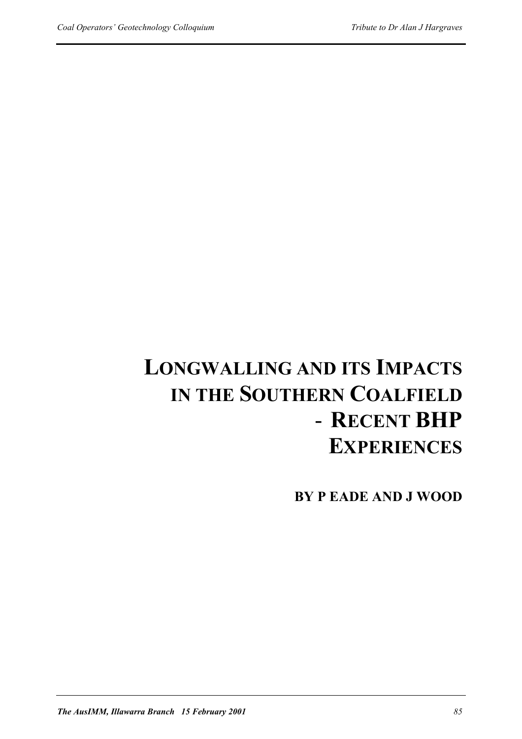# LONGWALLING AND ITS IMPACTS IN THE SOUTHERN COALFIELD - RECENT BHP EXPERIENCES

**BY P EADE AND J WOOD**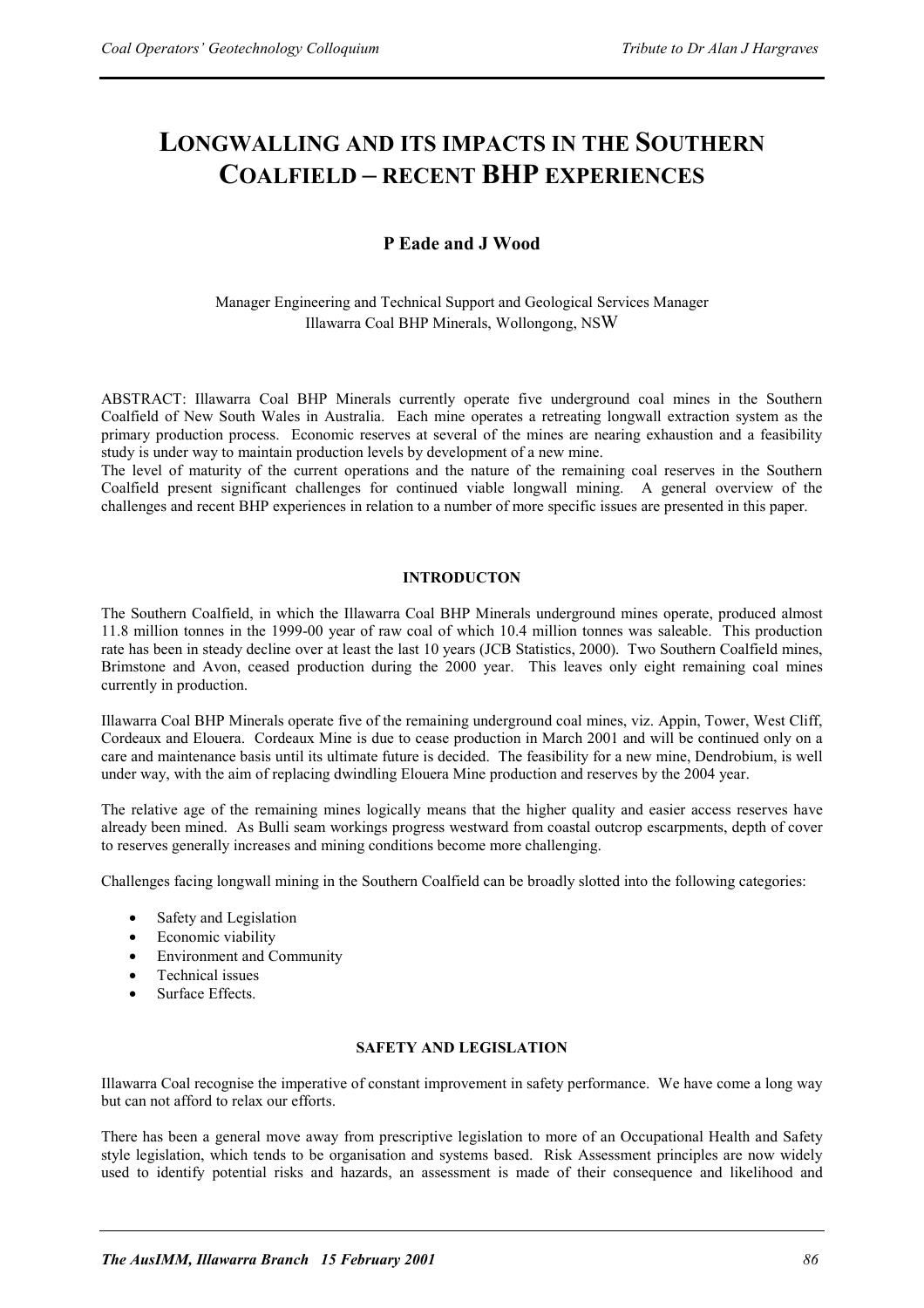# LONGWALLING AND ITS IMPACTS IN THE SOUTHERN COALFIELD – RECENT BHP EXPERIENCES

**P Eade and J Wood**

Manager Engineering and Technical Support and Geological Services Manager
Illawarra Coal BHP Minerals, Wollongong, NSW

ABSTRACT: Illawarra Coal BHP Minerals currently operate five underground coal mines in the Southern Coalfield of New South Wales in Australia. Each mine operates a retreating longwall extraction system as the primary production process. Economic reserves at several of the mines are nearing exhaustion and a feasibility study is under way to maintain production levels by development of a new mine.
The level of maturity of the current operations and the nature of the remaining coal reserves in the Southern Coalfield present significant challenges for continued viable longwall mining. A general overview of the challenges and recent BHP experiences in relation to a number of more specific issues are presented in this paper.

## INTRODUCTON

The Southern Coalfield, in which the Illawarra Coal BHP Minerals underground mines operate, produced almost 11.8 million tonnes in the 1999-00 year of raw coal of which 10.4 million tonnes was saleable. This production rate has been in steady decline over at least the last 10 years (JCB Statistics, 2000). Two Southern Coalfield mines, Brimstone and Avon, ceased production during the 2000 year. This leaves only eight remaining coal mines currently in production.

Illawarra Coal BHP Minerals operate five of the remaining underground coal mines, viz. Appin, Tower, West Cliff, Cordeaux and Elouera. Cordeaux Mine is due to cease production in March 2001 and will be continued only on a care and maintenance basis until its ultimate future is decided. The feasibility for a new mine, Dendrobium, is well under way, with the aim of replacing dwindling Elouera Mine production and reserves by the 2004 year.

The relative age of the remaining mines logically means that the higher quality and easier access reserves have already been mined. As Bulli seam workings progress westward from coastal outcrop escarpments, depth of cover to reserves generally increases and mining conditions become more challenging.

Challenges facing longwall mining in the Southern Coalfield can be broadly slotted into the following categories:

- Safety and Legislation
- Economic viability
- Environment and Community
- Technical issues
- Surface Effects.

## SAFETY AND LEGISLATION

Illawarra Coal recognise the imperative of constant improvement in safety performance. We have come a long way but can not afford to relax our efforts.

There has been a general move away from prescriptive legislation to more of an Occupational Health and Safety style legislation, which tends to be organisation and systems based. Risk Assessment principles are now widely used to identify potential risks and hazards, an assessment is made of their consequence and likelihood and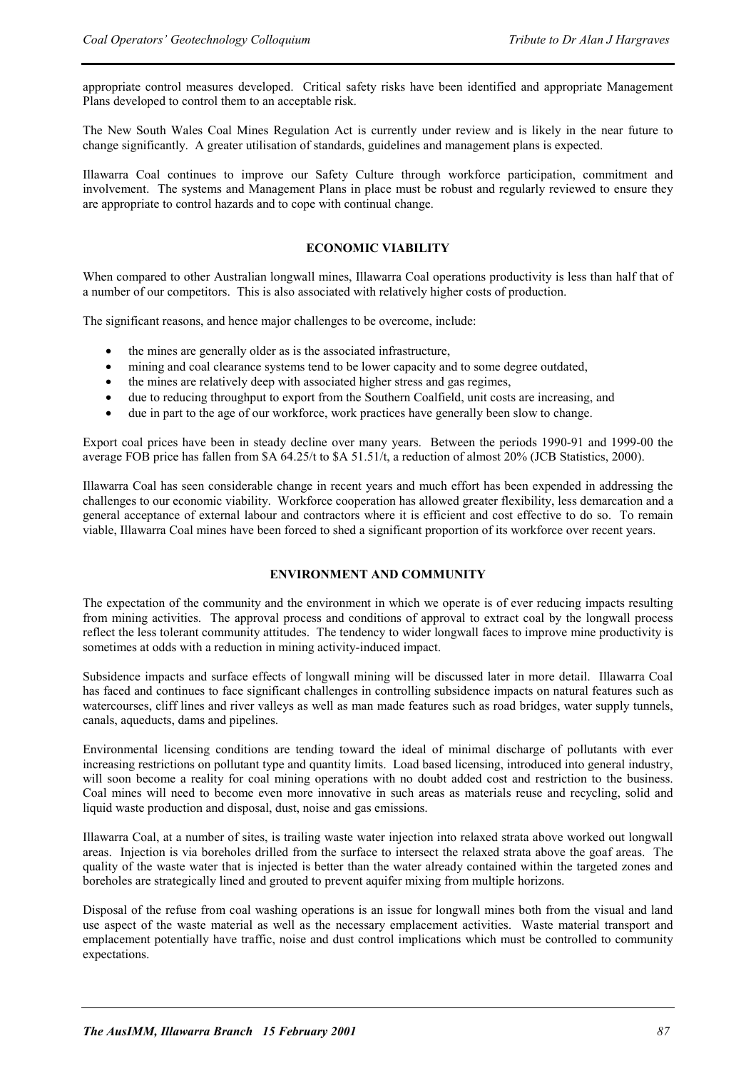appropriate control measures developed. Critical safety risks have been identified and appropriate Management Plans developed to control them to an acceptable risk.

The New South Wales Coal Mines Regulation Act is currently under review and is likely in the near future to change significantly. A greater utilisation of standards, guidelines and management plans is expected.

Illawarra Coal continues to improve our Safety Culture through workforce participation, commitment and involvement. The systems and Management Plans in place must be robust and regularly reviewed to ensure they are appropriate to control hazards and to cope with continual change.

## ECONOMIC VIABILITY

When compared to other Australian longwall mines, Illawarra Coal operations productivity is less than half that of a number of our competitors. This is also associated with relatively higher costs of production.

The significant reasons, and hence major challenges to be overcome, include:

- the mines are generally older as is the associated infrastructure,
- mining and coal clearance systems tend to be lower capacity and to some degree outdated,
- the mines are relatively deep with associated higher stress and gas regimes,
- due to reducing throughput to export from the Southern Coalfield, unit costs are increasing, and
- due in part to the age of our workforce, work practices have generally been slow to change.

Export coal prices have been in steady decline over many years. Between the periods 1990-91 and 1999-00 the average FOB price has fallen from $A 64.25/t to $A 51.51/t, a reduction of almost 20% (JCB Statistics, 2000).

Illawarra Coal has seen considerable change in recent years and much effort has been expended in addressing the challenges to our economic viability. Workforce cooperation has allowed greater flexibility, less demarcation and a general acceptance of external labour and contractors where it is efficient and cost effective to do so. To remain viable, Illawarra Coal mines have been forced to shed a significant proportion of its workforce over recent years.

## ENVIRONMENT AND COMMUNITY

The expectation of the community and the environment in which we operate is of ever reducing impacts resulting from mining activities. The approval process and conditions of approval to extract coal by the longwall process reflect the less tolerant community attitudes. The tendency to wider longwall faces to improve mine productivity is sometimes at odds with a reduction in mining activity-induced impact.

Subsidence impacts and surface effects of longwall mining will be discussed later in more detail. Illawarra Coal has faced and continues to face significant challenges in controlling subsidence impacts on natural features such as watercourses, cliff lines and river valleys as well as man made features such as road bridges, water supply tunnels, canals, aqueducts, dams and pipelines.

Environmental licensing conditions are tending toward the ideal of minimal discharge of pollutants with ever increasing restrictions on pollutant type and quantity limits. Load based licensing, introduced into general industry, will soon become a reality for coal mining operations with no doubt added cost and restriction to the business. Coal mines will need to become even more innovative in such areas as materials reuse and recycling, solid and liquid waste production and disposal, dust, noise and gas emissions.

Illawarra Coal, at a number of sites, is trailing waste water injection into relaxed strata above worked out longwall areas. Injection is via boreholes drilled from the surface to intersect the relaxed strata above the goaf areas. The quality of the waste water that is injected is better than the water already contained within the targeted zones and boreholes are strategically lined and grouted to prevent aquifer mixing from multiple horizons.

Disposal of the refuse from coal washing operations is an issue for longwall mines both from the visual and land use aspect of the waste material as well as the necessary emplacement activities. Waste material transport and emplacement potentially have traffic, noise and dust control implications which must be controlled to community expectations.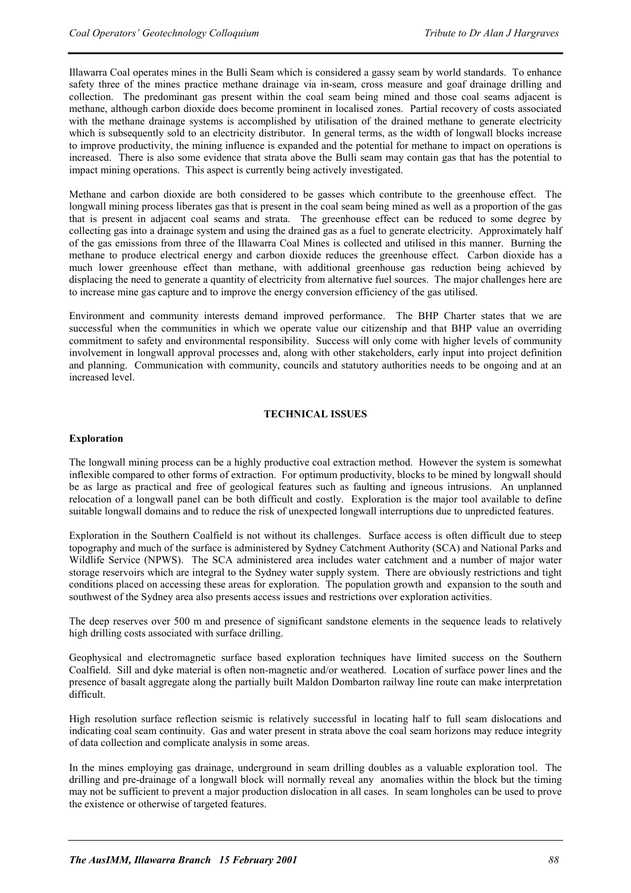Illawarra Coal operates mines in the Bulli Seam which is considered a gassy seam by world standards. To enhance safety three of the mines practice methane drainage via in-seam, cross measure and goaf drainage drilling and collection. The predominant gas present within the coal seam being mined and those coal seams adjacent is methane, although carbon dioxide does become prominent in localised zones. Partial recovery of costs associated with the methane drainage systems is accomplished by utilisation of the drained methane to generate electricity which is subsequently sold to an electricity distributor. In general terms, as the width of longwall blocks increase to improve productivity, the mining influence is expanded and the potential for methane to impact on operations is increased. There is also some evidence that strata above the Bulli seam may contain gas that has the potential to impact mining operations. This aspect is currently being actively investigated.

Methane and carbon dioxide are both considered to be gasses which contribute to the greenhouse effect. The longwall mining process liberates gas that is present in the coal seam being mined as well as a proportion of the gas that is present in adjacent coal seams and strata. The greenhouse effect can be reduced to some degree by collecting gas into a drainage system and using the drained gas as a fuel to generate electricity. Approximately half of the gas emissions from three of the Illawarra Coal Mines is collected and utilised in this manner. Burning the methane to produce electrical energy and carbon dioxide reduces the greenhouse effect. Carbon dioxide has a much lower greenhouse effect than methane, with additional greenhouse gas reduction being achieved by displacing the need to generate a quantity of electricity from alternative fuel sources. The major challenges here are to increase mine gas capture and to improve the energy conversion efficiency of the gas utilised.

Environment and community interests demand improved performance. The BHP Charter states that we are successful when the communities in which we operate value our citizenship and that BHP value an overriding commitment to safety and environmental responsibility. Success will only come with higher levels of community involvement in longwall approval processes and, along with other stakeholders, early input into project definition and planning. Communication with community, councils and statutory authorities needs to be ongoing and at an increased level.

## TECHNICAL ISSUES

### Exploration

The longwall mining process can be a highly productive coal extraction method. However the system is somewhat inflexible compared to other forms of extraction. For optimum productivity, blocks to be mined by longwall should be as large as practical and free of geological features such as faulting and igneous intrusions. An unplanned relocation of a longwall panel can be both difficult and costly. Exploration is the major tool available to define suitable longwall domains and to reduce the risk of unexpected longwall interruptions due to unpredicted features.

Exploration in the Southern Coalfield is not without its challenges. Surface access is often difficult due to steep topography and much of the surface is administered by Sydney Catchment Authority (SCA) and National Parks and Wildlife Service (NPWS). The SCA administered area includes water catchment and a number of major water storage reservoirs which are integral to the Sydney water supply system. There are obviously restrictions and tight conditions placed on accessing these areas for exploration. The population growth and expansion to the south and southwest of the Sydney area also presents access issues and restrictions over exploration activities.

The deep reserves over 500 m and presence of significant sandstone elements in the sequence leads to relatively high drilling costs associated with surface drilling.

Geophysical and electromagnetic surface based exploration techniques have limited success on the Southern Coalfield. Sill and dyke material is often non-magnetic and/or weathered. Location of surface power lines and the presence of basalt aggregate along the partially built Maldon Dombarton railway line route can make interpretation difficult.

High resolution surface reflection seismic is relatively successful in locating half to full seam dislocations and indicating coal seam continuity. Gas and water present in strata above the coal seam horizons may reduce integrity of data collection and complicate analysis in some areas.

In the mines employing gas drainage, underground in seam drilling doubles as a valuable exploration tool. The drilling and pre-drainage of a longwall block will normally reveal any anomalies within the block but the timing may not be sufficient to prevent a major production dislocation in all cases. In seam longholes can be used to prove the existence or otherwise of targeted features.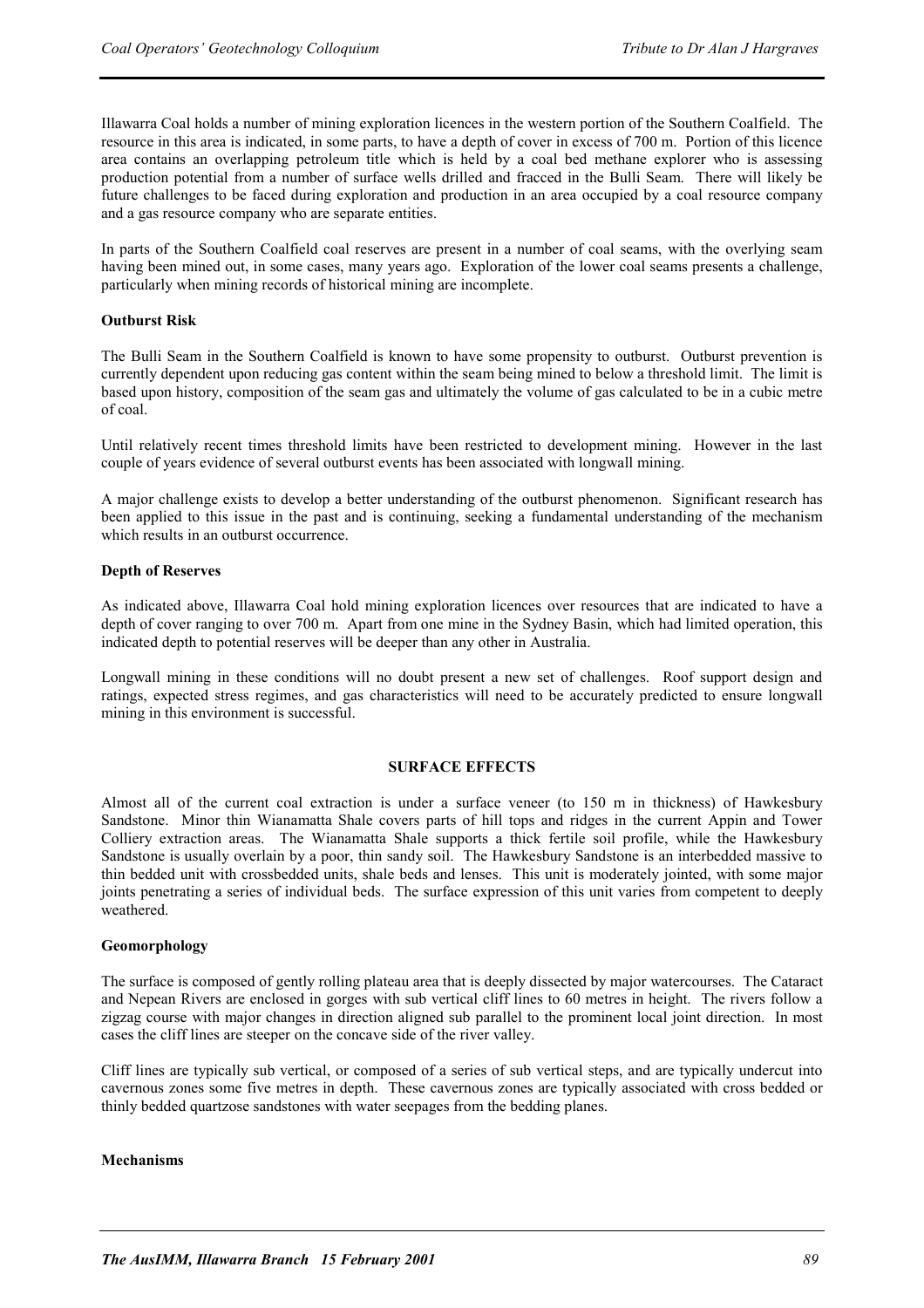Illawarra Coal holds a number of mining exploration licences in the western portion of the Southern Coalfield. The resource in this area is indicated, in some parts, to have a depth of cover in excess of 700 m. Portion of this licence area contains an overlapping petroleum title which is held by a coal bed methane explorer who is assessing production potential from a number of surface wells drilled and fracced in the Bulli Seam. There will likely be future challenges to be faced during exploration and production in an area occupied by a coal resource company and a gas resource company who are separate entities.

In parts of the Southern Coalfield coal reserves are present in a number of coal seams, with the overlying seam having been mined out, in some cases, many years ago. Exploration of the lower coal seams presents a challenge, particularly when mining records of historical mining are incomplete.

### Outburst Risk

The Bulli Seam in the Southern Coalfield is known to have some propensity to outburst. Outburst prevention is currently dependent upon reducing gas content within the seam being mined to below a threshold limit. The limit is based upon history, composition of the seam gas and ultimately the volume of gas calculated to be in a cubic metre of coal.

Until relatively recent times threshold limits have been restricted to development mining. However in the last couple of years evidence of several outburst events has been associated with longwall mining.

A major challenge exists to develop a better understanding of the outburst phenomenon. Significant research has been applied to this issue in the past and is continuing, seeking a fundamental understanding of the mechanism which results in an outburst occurrence.

### Depth of Reserves

As indicated above, Illawarra Coal hold mining exploration licences over resources that are indicated to have a depth of cover ranging to over 700 m. Apart from one mine in the Sydney Basin, which had limited operation, this indicated depth to potential reserves will be deeper than any other in Australia.

Longwall mining in these conditions will no doubt present a new set of challenges. Roof support design and ratings, expected stress regimes, and gas characteristics will need to be accurately predicted to ensure longwall mining in this environment is successful.

## SURFACE EFFECTS

Almost all of the current coal extraction is under a surface veneer (to 150 m in thickness) of Hawkesbury Sandstone. Minor thin Wianamatta Shale covers parts of hill tops and ridges in the current Appin and Tower Colliery extraction areas. The Wianamatta Shale supports a thick fertile soil profile, while the Hawkesbury Sandstone is usually overlain by a poor, thin sandy soil. The Hawkesbury Sandstone is an interbedded massive to thin bedded unit with crossbedded units, shale beds and lenses. This unit is moderately jointed, with some major joints penetrating a series of individual beds. The surface expression of this unit varies from competent to deeply weathered.

### Geomorphology

The surface is composed of gently rolling plateau area that is deeply dissected by major watercourses. The Cataract and Nepean Rivers are enclosed in gorges with sub vertical cliff lines to 60 metres in height. The rivers follow a zigzag course with major changes in direction aligned sub parallel to the prominent local joint direction. In most cases the cliff lines are steeper on the concave side of the river valley.

Cliff lines are typically sub vertical, or composed of a series of sub vertical steps, and are typically undercut into cavernous zones some five metres in depth. These cavernous zones are typically associated with cross bedded or thinly bedded quartzose sandstones with water seepages from the bedding planes.

### Mechanisms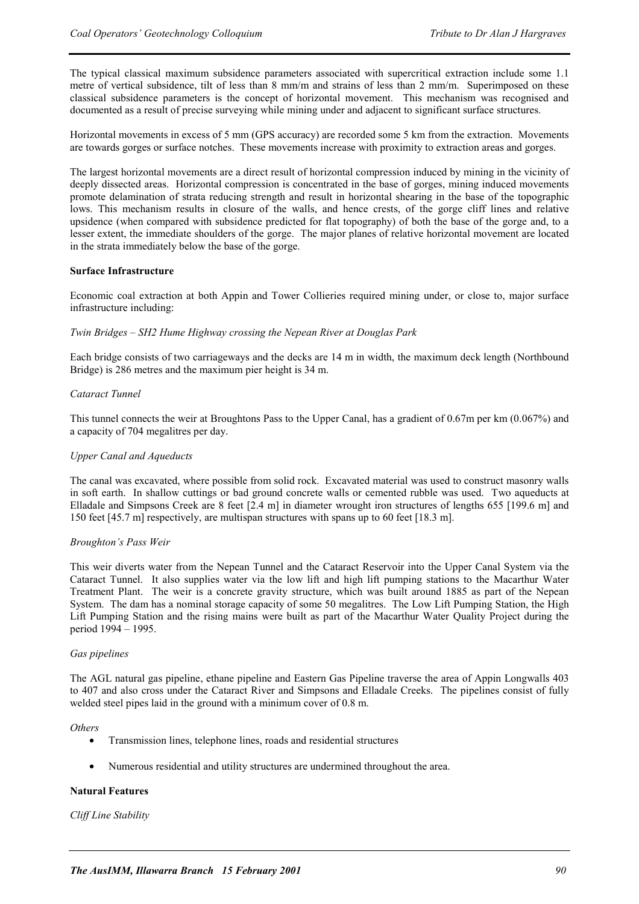The typical classical maximum subsidence parameters associated with supercritical extraction include some 1.1 metre of vertical subsidence, tilt of less than 8 mm/m and strains of less than 2 mm/m. Superimposed on these classical subsidence parameters is the concept of horizontal movement. This mechanism was recognised and documented as a result of precise surveying while mining under and adjacent to significant surface structures.

Horizontal movements in excess of 5 mm (GPS accuracy) are recorded some 5 km from the extraction. Movements are towards gorges or surface notches. These movements increase with proximity to extraction areas and gorges.

The largest horizontal movements are a direct result of horizontal compression induced by mining in the vicinity of deeply dissected areas. Horizontal compression is concentrated in the base of gorges, mining induced movements promote delamination of strata reducing strength and result in horizontal shearing in the base of the topographic lows. This mechanism results in closure of the walls, and hence crests, of the gorge cliff lines and relative upsidence (when compared with subsidence predicted for flat topography) of both the base of the gorge and, to a lesser extent, the immediate shoulders of the gorge. The major planes of relative horizontal movement are located in the strata immediately below the base of the gorge.

**Surface Infrastructure**

Economic coal extraction at both Appin and Tower Collieries required mining under, or close to, major surface infrastructure including:

*Twin Bridges – SH2 Hume Highway crossing the Nepean River at Douglas Park*

Each bridge consists of two carriageways and the decks are 14 m in width, the maximum deck length (Northbound Bridge) is 286 metres and the maximum pier height is 34 m.

*Cataract Tunnel*

This tunnel connects the weir at Broughtons Pass to the Upper Canal, has a gradient of 0.67m per km (0.067%) and a capacity of 704 megalitres per day.

*Upper Canal and Aqueducts*

The canal was excavated, where possible from solid rock. Excavated material was used to construct masonry walls in soft earth. In shallow cuttings or bad ground concrete walls or cemented rubble was used. Two aqueducts at Elladale and Simpsons Creek are 8 feet [2.4 m] in diameter wrought iron structures of lengths 655 [199.6 m] and 150 feet [45.7 m] respectively, are multispan structures with spans up to 60 feet [18.3 m].

*Broughton's Pass Weir*

This weir diverts water from the Nepean Tunnel and the Cataract Reservoir into the Upper Canal System via the Cataract Tunnel. It also supplies water via the low lift and high lift pumping stations to the Macarthur Water Treatment Plant. The weir is a concrete gravity structure, which was built around 1885 as part of the Nepean System. The dam has a nominal storage capacity of some 50 megalitres. The Low Lift Pumping Station, the High Lift Pumping Station and the rising mains were built as part of the Macarthur Water Quality Project during the period 1994 – 1995.

*Gas pipelines*

The AGL natural gas pipeline, ethane pipeline and Eastern Gas Pipeline traverse the area of Appin Longwalls 403 to 407 and also cross under the Cataract River and Simpsons and Elladale Creeks. The pipelines consist of fully welded steel pipes laid in the ground with a minimum cover of 0.8 m.

*Others*

- Transmission lines, telephone lines, roads and residential structures
- Numerous residential and utility structures are undermined throughout the area.

**Natural Features**

*Cliff Line Stability*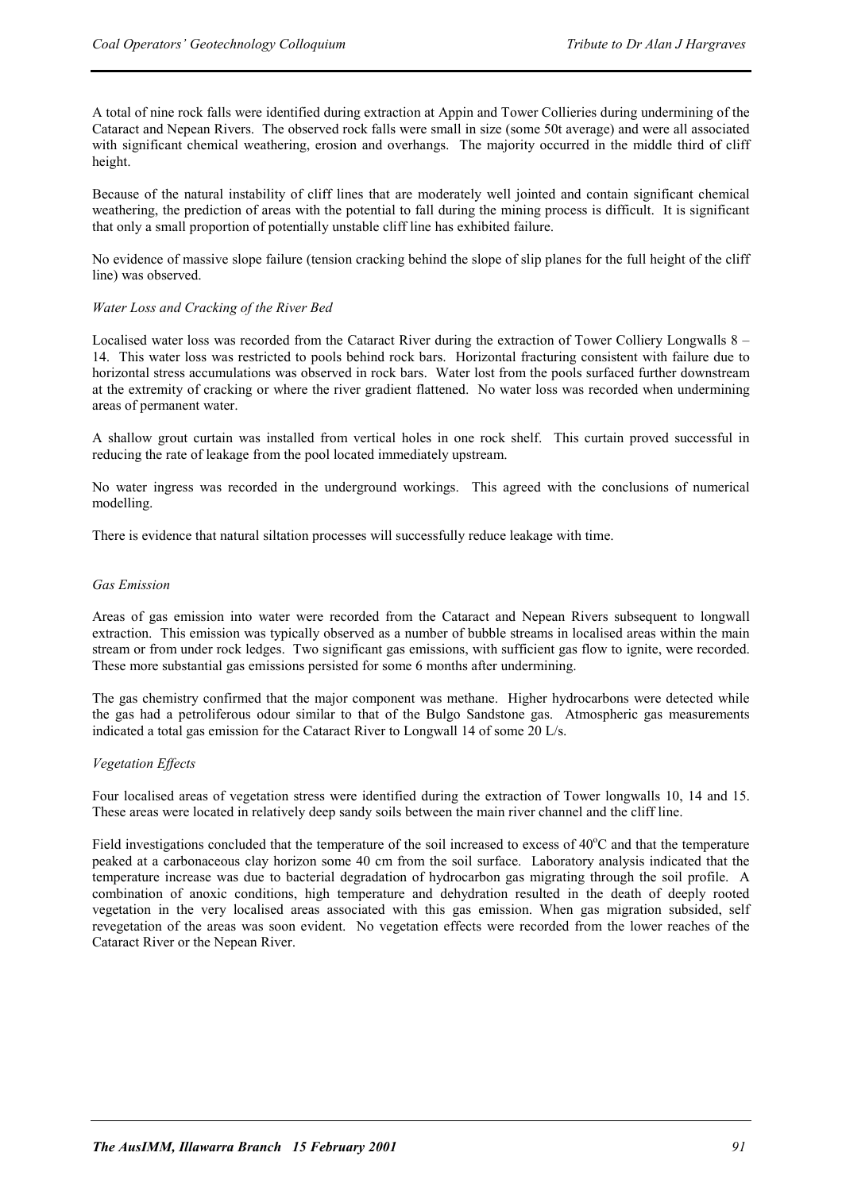A total of nine rock falls were identified during extraction at Appin and Tower Collieries during undermining of the Cataract and Nepean Rivers. The observed rock falls were small in size (some 50t average) and were all associated with significant chemical weathering, erosion and overhangs. The majority occurred in the middle third of cliff height.

Because of the natural instability of cliff lines that are moderately well jointed and contain significant chemical weathering, the prediction of areas with the potential to fall during the mining process is difficult. It is significant that only a small proportion of potentially unstable cliff line has exhibited failure.

No evidence of massive slope failure (tension cracking behind the slope of slip planes for the full height of the cliff line) was observed.

*Water Loss and Cracking of the River Bed*

Localised water loss was recorded from the Cataract River during the extraction of Tower Colliery Longwalls 8 – 14. This water loss was restricted to pools behind rock bars. Horizontal fracturing consistent with failure due to horizontal stress accumulations was observed in rock bars. Water lost from the pools surfaced further downstream at the extremity of cracking or where the river gradient flattened. No water loss was recorded when undermining areas of permanent water.

A shallow grout curtain was installed from vertical holes in one rock shelf. This curtain proved successful in reducing the rate of leakage from the pool located immediately upstream.

No water ingress was recorded in the underground workings. This agreed with the conclusions of numerical modelling.

There is evidence that natural siltation processes will successfully reduce leakage with time.

*Gas Emission*

Areas of gas emission into water were recorded from the Cataract and Nepean Rivers subsequent to longwall extraction. This emission was typically observed as a number of bubble streams in localised areas within the main stream or from under rock ledges. Two significant gas emissions, with sufficient gas flow to ignite, were recorded. These more substantial gas emissions persisted for some 6 months after undermining.

The gas chemistry confirmed that the major component was methane. Higher hydrocarbons were detected while the gas had a petroliferous odour similar to that of the Bulgo Sandstone gas. Atmospheric gas measurements indicated a total gas emission for the Cataract River to Longwall 14 of some 20 L/s.

*Vegetation Effects*

Four localised areas of vegetation stress were identified during the extraction of Tower longwalls 10, 14 and 15. These areas were located in relatively deep sandy soils between the main river channel and the cliff line.

Field investigations concluded that the temperature of the soil increased to excess of 40°C and that the temperature peaked at a carbonaceous clay horizon some 40 cm from the soil surface. Laboratory analysis indicated that the temperature increase was due to bacterial degradation of hydrocarbon gas migrating through the soil profile. A combination of anoxic conditions, high temperature and dehydration resulted in the death of deeply rooted vegetation in the very localised areas associated with this gas emission. When gas migration subsided, self revegetation of the areas was soon evident. No vegetation effects were recorded from the lower reaches of the Cataract River or the Nepean River.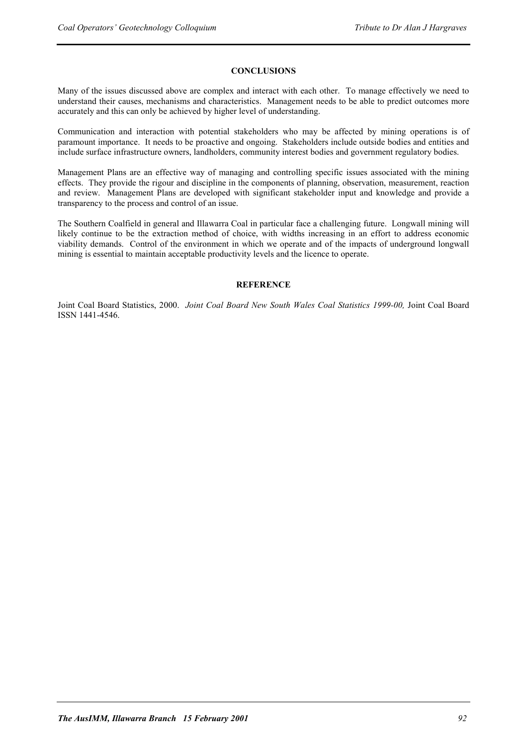## CONCLUSIONS

Many of the issues discussed above are complex and interact with each other. To manage effectively we need to understand their causes, mechanisms and characteristics. Management needs to be able to predict outcomes more accurately and this can only be achieved by higher level of understanding.

Communication and interaction with potential stakeholders who may be affected by mining operations is of paramount importance. It needs to be proactive and ongoing. Stakeholders include outside bodies and entities and include surface infrastructure owners, landholders, community interest bodies and government regulatory bodies.

Management Plans are an effective way of managing and controlling specific issues associated with the mining effects. They provide the rigour and discipline in the components of planning, observation, measurement, reaction and review. Management Plans are developed with significant stakeholder input and knowledge and provide a transparency to the process and control of an issue.

The Southern Coalfield in general and Illawarra Coal in particular face a challenging future. Longwall mining will likely continue to be the extraction method of choice, with widths increasing in an effort to address economic viability demands. Control of the environment in which we operate and of the impacts of underground longwall mining is essential to maintain acceptable productivity levels and the licence to operate.

## REFERENCE

Joint Coal Board Statistics, 2000. *Joint Coal Board New South Wales Coal Statistics 1999-00,* Joint Coal Board ISSN 1441-4546.